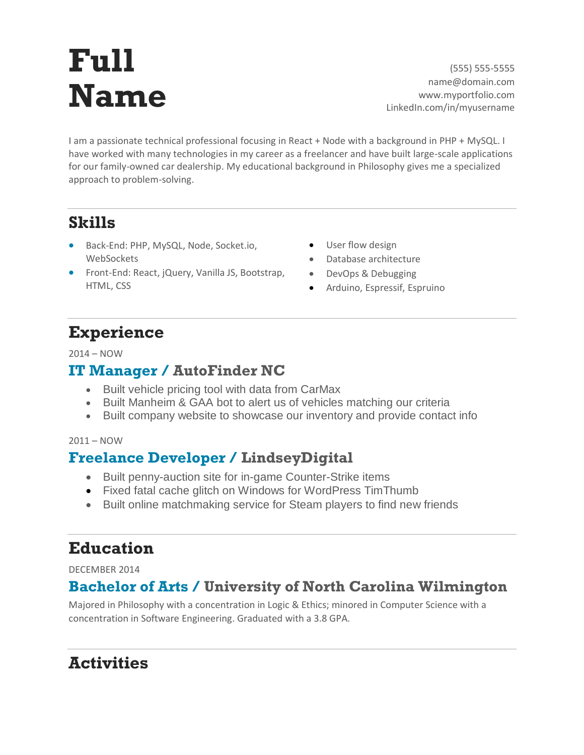# Full Name

(555) 555-5555
name@domain.com
www.myportfolio.com
LinkedIn.com/in/myusername

I am a passionate technical professional focusing in React + Node with a background in PHP + MySQL. I have worked with many technologies in my career as a freelancer and have built large-scale applications for our family-owned car dealership. My educational background in Philosophy gives me a specialized approach to problem-solving.

## Skills

- Back-End: PHP, MySQL, Node, Socket.io, WebSockets
- Front-End: React, jQuery, Vanilla JS, Bootstrap, HTML, CSS
- User flow design
- Database architecture
- DevOps & Debugging
- Arduino, Espressif, Espruino

## Experience

2014 – NOW

### IT Manager / AutoFinder NC

- Built vehicle pricing tool with data from CarMax
- Built Manheim & GAA bot to alert us of vehicles matching our criteria
- Built company website to showcase our inventory and provide contact info

2011 – NOW

### Freelance Developer / LindseyDigital

- Built penny-auction site for in-game Counter-Strike items
- Fixed fatal cache glitch on Windows for WordPress TimThumb
- Built online matchmaking service for Steam players to find new friends

## Education

DECEMBER 2014

### Bachelor of Arts / University of North Carolina Wilmington

Majored in Philosophy with a concentration in Logic & Ethics; minored in Computer Science with a concentration in Software Engineering. Graduated with a 3.8 GPA.

## Activities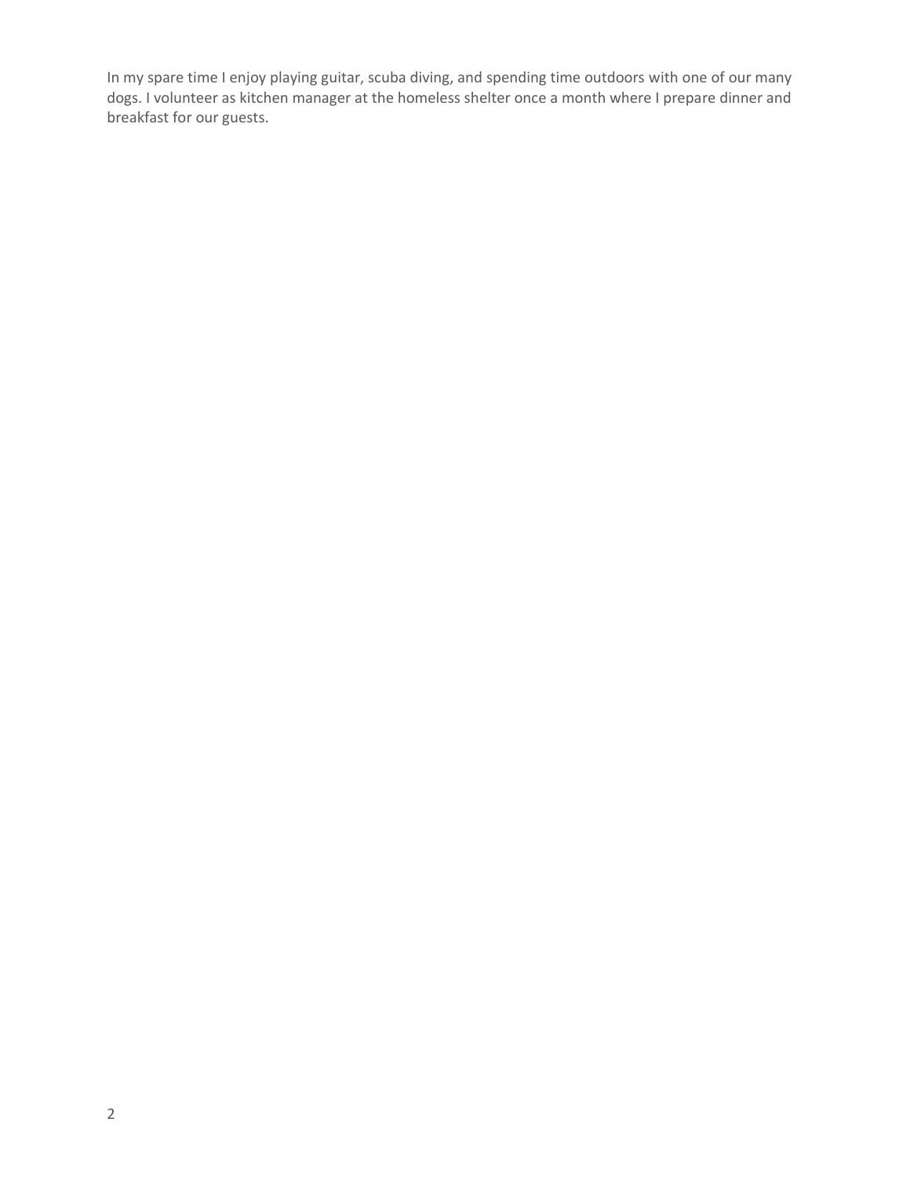In my spare time I enjoy playing guitar, scuba diving, and spending time outdoors with one of our many dogs. I volunteer as kitchen manager at the homeless shelter once a month where I prepare dinner and breakfast for our guests.